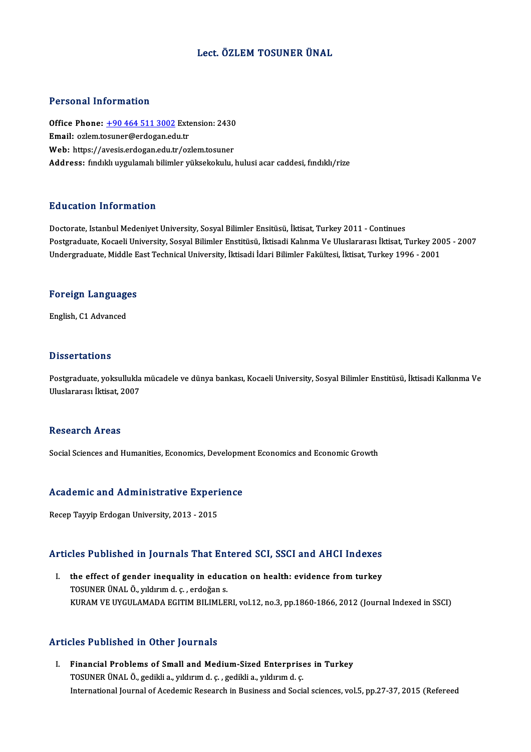# Lect. ÖZLEM TOSUNER ÜNAL

## Personal Information

**Office Phone:** +90 464 511 3002 Extension: 2430
**Email:** ozlem.tosuner@erdogan.edu.tr
**Web:** https://avesis.erdogan.edu.tr/ozlem.tosuner
**Address:** fındıklı uygulamalı bilimler yüksekokulu, hulusi acar caddesi, fındıklı/rize

## Education Information

Doctorate, Istanbul Medeniyet University, Sosyal Bilimler Ensitüsü, İktisat, Turkey 2011 - Continues
Postgraduate, Kocaeli University, Sosyal Bilimler Enstitüsü, İktisadi Kalınma Ve Uluslararası İktisat, Turkey 2005 - 2007
Undergraduate, Middle East Technical University, İktisadi İdari Bilimler Fakültesi, İktisat, Turkey 1996 - 2001

## Foreign Languages

English, C1 Advanced

## Dissertations

Postgraduate, yoksullukla mücadele ve dünya bankası, Kocaeli University, Sosyal Bilimler Enstitüsü, İktisadi Kalkınma Ve Uluslararası İktisat, 2007

## Research Areas

Social Sciences and Humanities, Economics, Development Economics and Economic Growth

## Academic and Administrative Experience

Recep Tayyip Erdogan University, 2013 - 2015

## Articles Published in Journals That Entered SCI, SSCI and AHCI Indexes

I. **the effect of gender inequality in education on health: evidence from turkey**
TOSUNER ÜNAL Ö., yıldırım d. ç. , erdoğan s.
KURAM VE UYGULAMADA EGITIM BILIMLERI, vol.12, no.3, pp.1860-1866, 2012 (Journal Indexed in SSCI)

## Articles Published in Other Journals

I. **Financial Problems of Small and Medium-Sized Enterprises in Turkey**
TOSUNER ÜNAL Ö., gedikli a., yıldırım d. ç. , gedikli a., yıldırım d. ç.
International Journal of Acedemic Research in Business and Social sciences, vol.5, pp.27-37, 2015 (Refereed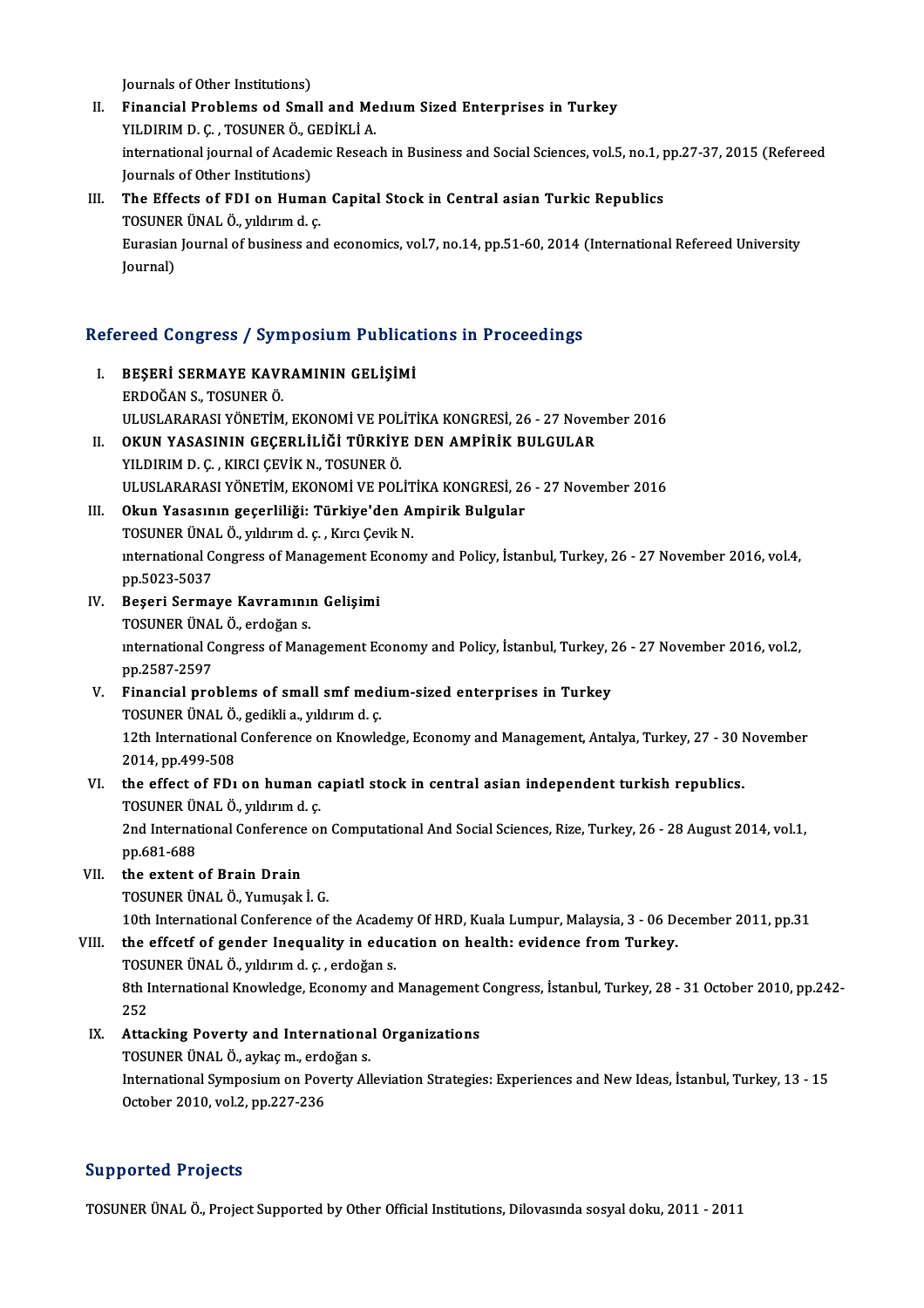Journals of Other Institutions)

II. **Financial Problems od Small and Medıum Sized Enterprises in Turkey**
YILDIRIM D. Ç. , TOSUNER Ö., GEDİKLİ A.
international journal of Academic Reseach in Business and Social Sciences, vol.5, no.1, pp.27-37, 2015 (Refereed Journals of Other Institutions)

III. **The Effects of FDI on Human Capital Stock in Central asian Turkic Republics**
TOSUNER ÜNAL Ö., yıldırım d. ç.
Eurasian Journal of business and economics, vol.7, no.14, pp.51-60, 2014 (International Refereed University Journal)

## Refereed Congress / Symposium Publications in Proceedings

I. **BEŞERİ SERMAYE KAVRAMININ GELİŞİMİ**
ERDOĞAN S., TOSUNER Ö.
ULUSLARARASI YÖNETİM, EKONOMİ VE POLİTİKA KONGRESİ, 26 - 27 November 2016

II. **OKUN YASASININ GEÇERLİLİĞİ TÜRKİYE DEN AMPİRİK BULGULAR**
YILDIRIM D. Ç. , KIRCI ÇEVİK N., TOSUNER Ö.
ULUSLARARASI YÖNETİM, EKONOMİ VE POLİTİKA KONGRESİ, 26 - 27 November 2016

III. **Okun Yasasının geçerliliği: Türkiye'den Ampirik Bulgular**
TOSUNER ÜNAL Ö., yıldırım d. ç. , Kırcı Çevik N.
ınternational Congress of Management Economy and Policy, İstanbul, Turkey, 26 - 27 November 2016, vol.4, pp.5023-5037

IV. **Beşeri Sermaye Kavramının Gelişimi**
TOSUNER ÜNAL Ö., erdoğan s.
ınternational Congress of Management Economy and Policy, İstanbul, Turkey, 26 - 27 November 2016, vol.2, pp.2587-2597

V. **Financial problems of small smf medium-sized enterprises in Turkey**
TOSUNER ÜNAL Ö., gedikli a., yıldırım d. ç.
12th International Conference on Knowledge, Economy and Management, Antalya, Turkey, 27 - 30 November 2014, pp.499-508

VI. **the effect of FDı on human capiatl stock in central asian independent turkish republics.**
TOSUNER ÜNAL Ö., yıldırım d. ç.
2nd International Conference on Computational And Social Sciences, Rize, Turkey, 26 - 28 August 2014, vol.1, pp.681-688

VII. **the extent of Brain Drain**
TOSUNER ÜNAL Ö., Yumuşak İ. G.
10th International Conference of the Academy Of HRD, Kuala Lumpur, Malaysia, 3 - 06 December 2011, pp.31

VIII. **the effcetf of gender Inequality in education on health: evidence from Turkey.**
TOSUNER ÜNAL Ö., yıldırım d. ç. , erdoğan s.
8th International Knowledge, Economy and Management Congress, İstanbul, Turkey, 28 - 31 October 2010, pp.242-252

IX. **Attacking Poverty and International Organizations**
TOSUNER ÜNAL Ö., aykaç m., erdoğan s.
International Symposium on Poverty Alleviation Strategies: Experiences and New Ideas, İstanbul, Turkey, 13 - 15 October 2010, vol.2, pp.227-236

## Supported Projects

TOSUNER ÜNAL Ö., Project Supported by Other Official Institutions, Dilovasında sosyal doku, 2011 - 2011